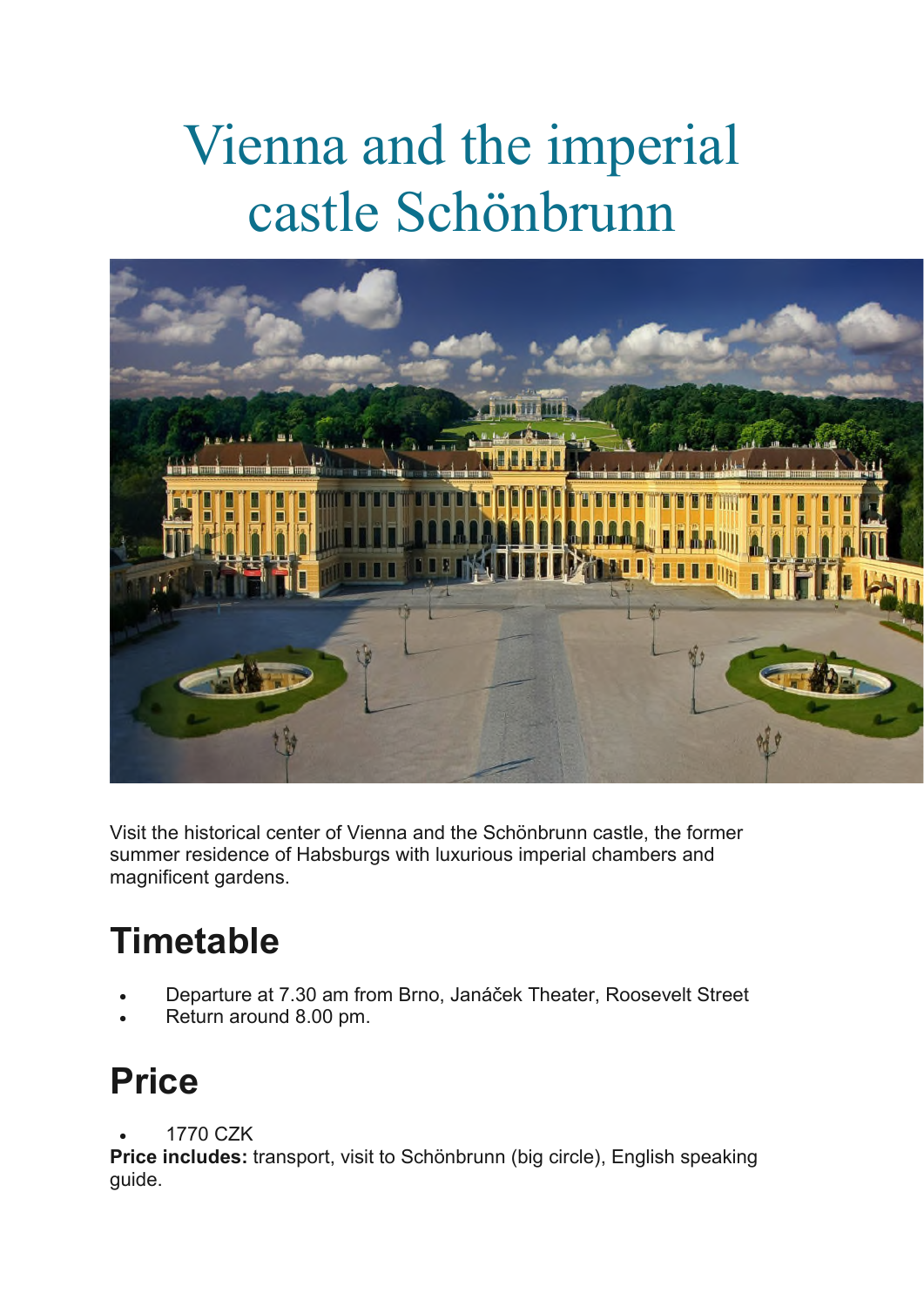# Vienna and the imperial castle Schönbrunn

Visit the historical center of Vienna and the Schönbrunn castle, the former summer residence of Habsburgs with luxurious imperial chambers and magnificent gardens.

## Timetable

- Departure at 7.30 am from Brno, Janáček Theater, Roosevelt Street
- Return around 8.00 pm.

## Price

- 1770 CZK

**Price includes:** transport, visit to Schönbrunn (big circle), English speaking guide.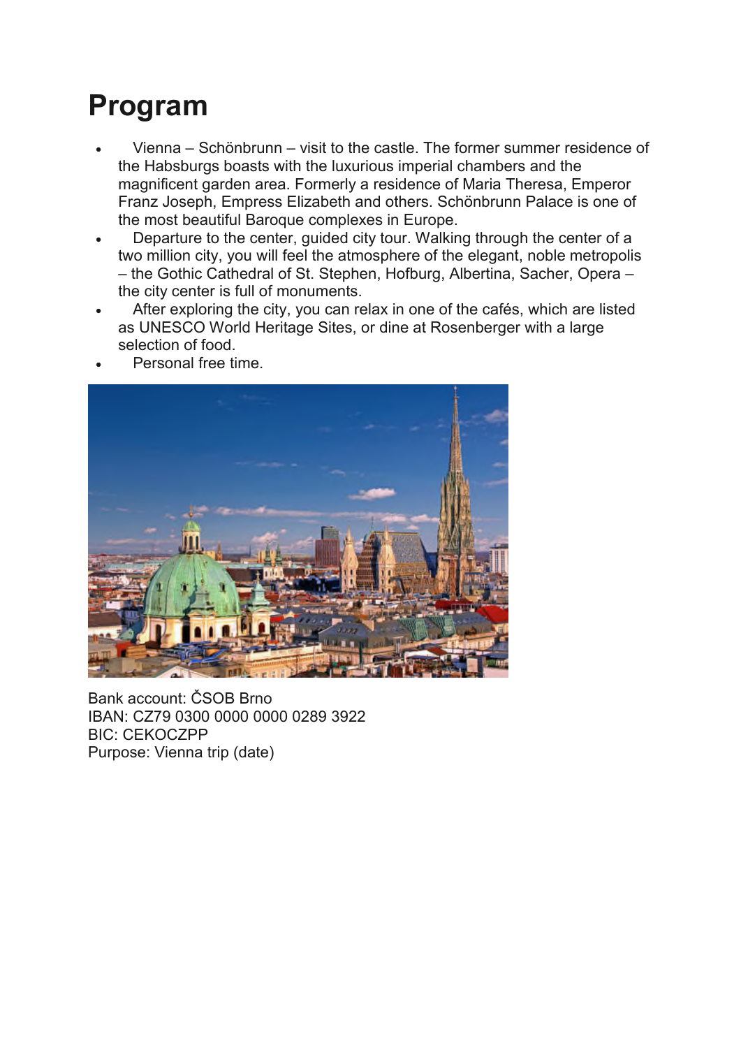# Program

- Vienna – Schönbrunn – visit to the castle. The former summer residence of the Habsburgs boasts with the luxurious imperial chambers and the magnificent garden area. Formerly a residence of Maria Theresa, Emperor Franz Joseph, Empress Elizabeth and others. Schönbrunn Palace is one of the most beautiful Baroque complexes in Europe.
- Departure to the center, guided city tour. Walking through the center of a two million city, you will feel the atmosphere of the elegant, noble metropolis – the Gothic Cathedral of St. Stephen, Hofburg, Albertina, Sacher, Opera – the city center is full of monuments.
- After exploring the city, you can relax in one of the cafés, which are listed as UNESCO World Heritage Sites, or dine at Rosenberger with a large selection of food.
- Personal free time.

Bank account: ČSOB Brno
IBAN: CZ79 0300 0000 0000 0289 3922
BIC: CEKOCZPP
Purpose: Vienna trip (date)